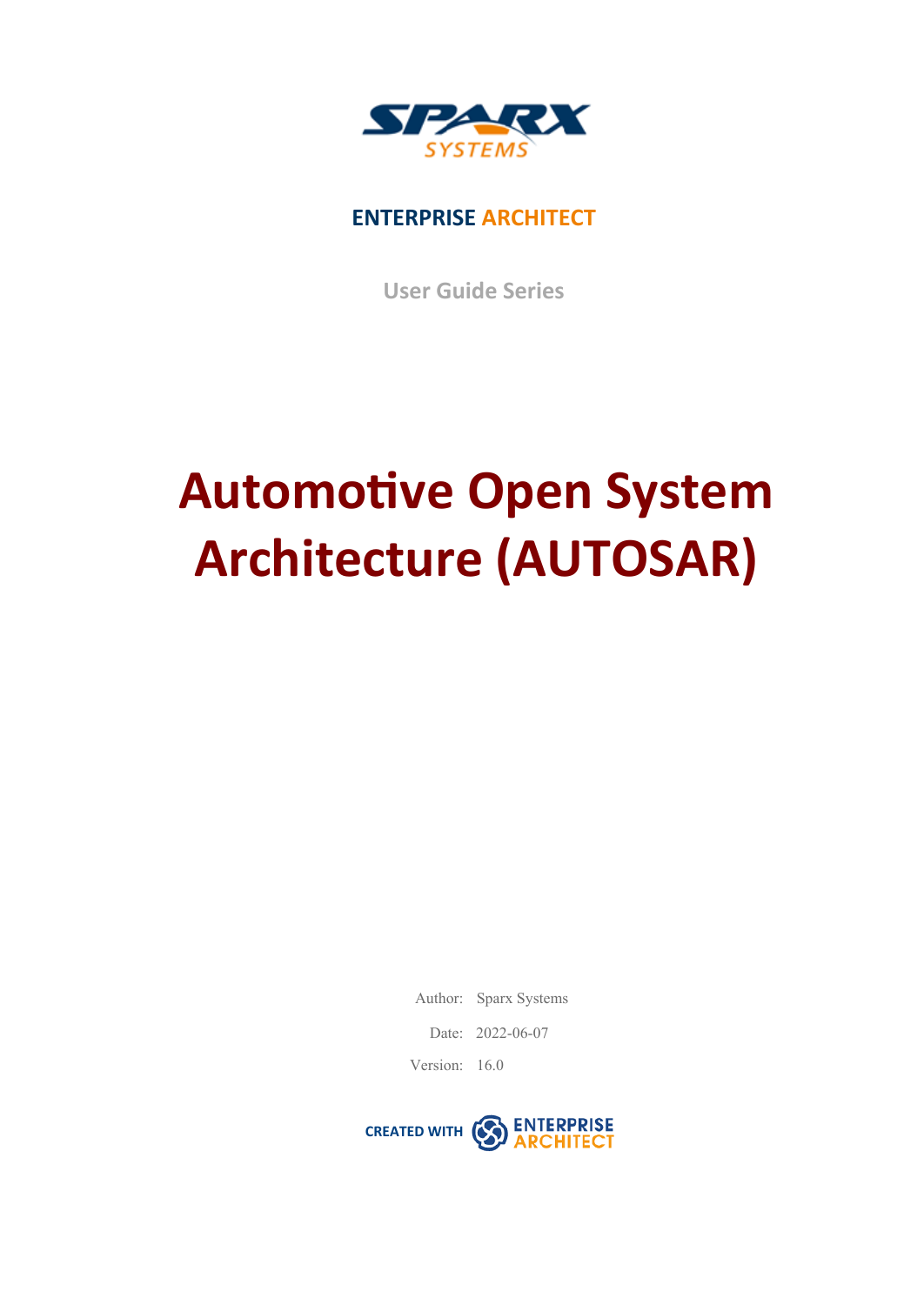SPARX SYSTEMS

ENTERPRISE ARCHITECT

User Guide Series

# Automotive Open System Architecture (AUTOSAR)

Author: Sparx Systems

Date: 2022-06-07

Version: 16.0

CREATED WITH ENTERPRISE ARCHITECT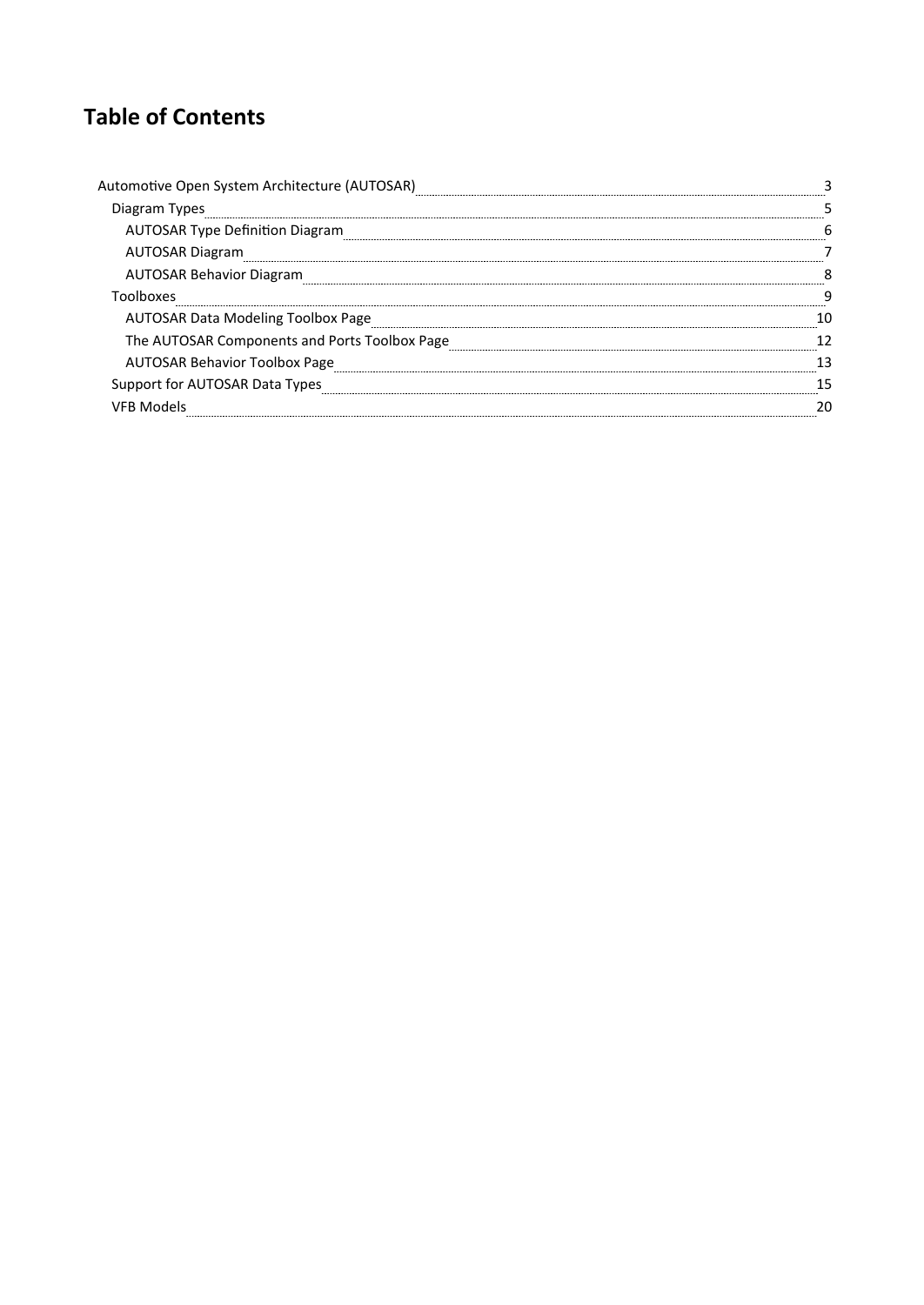# Table of Contents

- Automotive Open System Architecture (AUTOSAR) ..... 3
  - Diagram Types ..... 5
    - AUTOSAR Type Definition Diagram ..... 6
    - AUTOSAR Diagram ..... 7
    - AUTOSAR Behavior Diagram ..... 8
  - Toolboxes ..... 9
    - AUTOSAR Data Modeling Toolbox Page ..... 10
    - The AUTOSAR Components and Ports Toolbox Page ..... 12
    - AUTOSAR Behavior Toolbox Page ..... 13
  - Support for AUTOSAR Data Types ..... 15
  - VFB Models ..... 20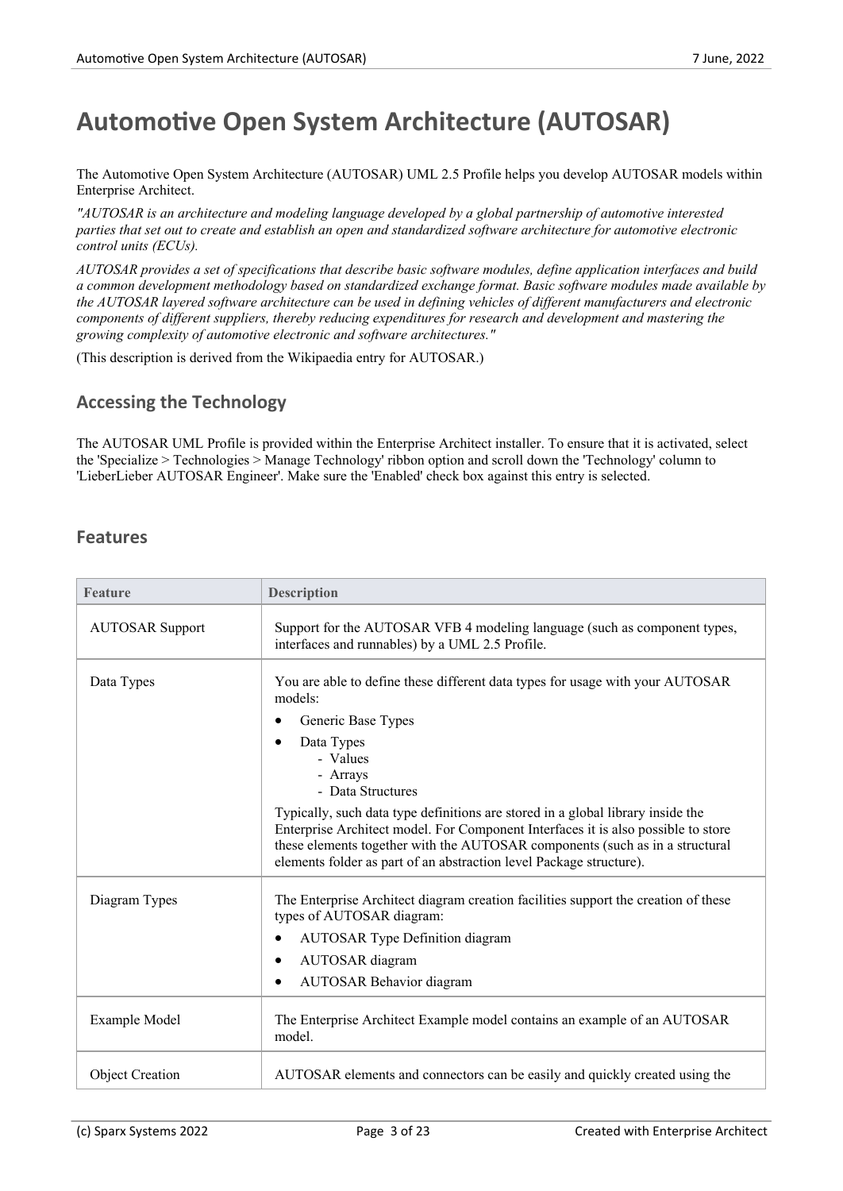# Automotive Open System Architecture (AUTOSAR)

The Automotive Open System Architecture (AUTOSAR) UML 2.5 Profile helps you develop AUTOSAR models within Enterprise Architect.

*"AUTOSAR is an architecture and modeling language developed by a global partnership of automotive interested parties that set out to create and establish an open and standardized software architecture for automotive electronic control units (ECUs).*

*AUTOSAR provides a set of specifications that describe basic software modules, define application interfaces and build a common development methodology based on standardized exchange format. Basic software modules made available by the AUTOSAR layered software architecture can be used in defining vehicles of different manufacturers and electronic components of different suppliers, thereby reducing expenditures for research and development and mastering the growing complexity of automotive electronic and software architectures."*

(This description is derived from the Wikipaedia entry for AUTOSAR.)

## Accessing the Technology

The AUTOSAR UML Profile is provided within the Enterprise Architect installer. To ensure that it is activated, select the 'Specialize > Technologies > Manage Technology' ribbon option and scroll down the 'Technology' column to 'LieberLieber AUTOSAR Engineer'. Make sure the 'Enabled' check box against this entry is selected.

## Features

| Feature | Description |
|---|---|
| AUTOSAR Support | Support for the AUTOSAR VFB 4 modeling language (such as component types, interfaces and runnables) by a UML 2.5 Profile. |
| Data Types | You are able to define these different data types for usage with your AUTOSAR models:<br>• Generic Base Types<br>• Data Types<br>&nbsp;&nbsp;- Values<br>&nbsp;&nbsp;- Arrays<br>&nbsp;&nbsp;- Data Structures<br>Typically, such data type definitions are stored in a global library inside the Enterprise Architect model. For Component Interfaces it is also possible to store these elements together with the AUTOSAR components (such as in a structural elements folder as part of an abstraction level Package structure). |
| Diagram Types | The Enterprise Architect diagram creation facilities support the creation of these types of AUTOSAR diagram:<br>• AUTOSAR Type Definition diagram<br>• AUTOSAR diagram<br>• AUTOSAR Behavior diagram |
| Example Model | The Enterprise Architect Example model contains an example of an AUTOSAR model. |
| Object Creation | AUTOSAR elements and connectors can be easily and quickly created using the |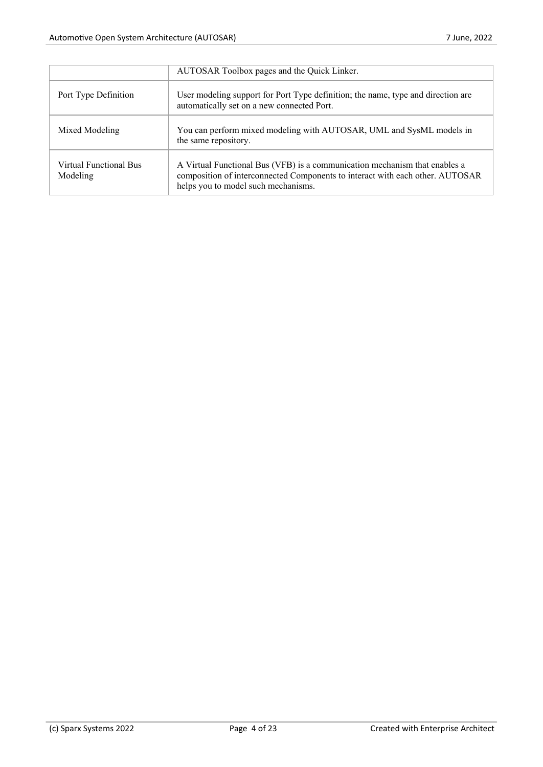| | |
|---|---|
| | AUTOSAR Toolbox pages and the Quick Linker. |
| Port Type Definition | User modeling support for Port Type definition; the name, type and direction are automatically set on a new connected Port. |
| Mixed Modeling | You can perform mixed modeling with AUTOSAR, UML and SysML models in the same repository. |
| Virtual Functional Bus Modeling | A Virtual Functional Bus (VFB) is a communication mechanism that enables a composition of interconnected Components to interact with each other. AUTOSAR helps you to model such mechanisms. |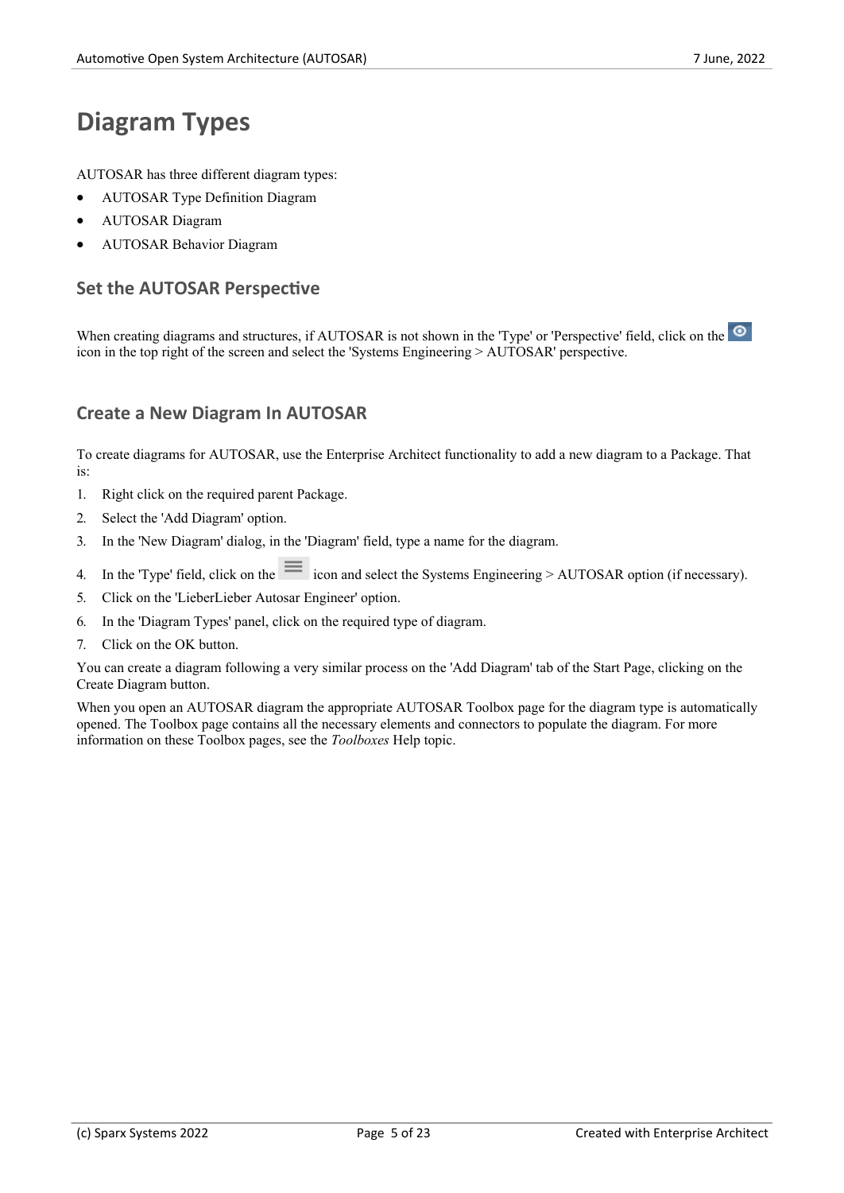# Diagram Types

AUTOSAR has three different diagram types:

- AUTOSAR Type Definition Diagram
- AUTOSAR Diagram
- AUTOSAR Behavior Diagram

## Set the AUTOSAR Perspective

When creating diagrams and structures, if AUTOSAR is not shown in the 'Type' or 'Perspective' field, click on the icon in the top right of the screen and select the 'Systems Engineering > AUTOSAR' perspective.

## Create a New Diagram In AUTOSAR

To create diagrams for AUTOSAR, use the Enterprise Architect functionality to add a new diagram to a Package. That is:

1. Right click on the required parent Package.
2. Select the 'Add Diagram' option.
3. In the 'New Diagram' dialog, in the 'Diagram' field, type a name for the diagram.
4. In the 'Type' field, click on the icon and select the Systems Engineering > AUTOSAR option (if necessary).
5. Click on the 'LieberLieber Autosar Engineer' option.
6. In the 'Diagram Types' panel, click on the required type of diagram.
7. Click on the OK button.

You can create a diagram following a very similar process on the 'Add Diagram' tab of the Start Page, clicking on the Create Diagram button.

When you open an AUTOSAR diagram the appropriate AUTOSAR Toolbox page for the diagram type is automatically opened. The Toolbox page contains all the necessary elements and connectors to populate the diagram. For more information on these Toolbox pages, see the *Toolboxes* Help topic.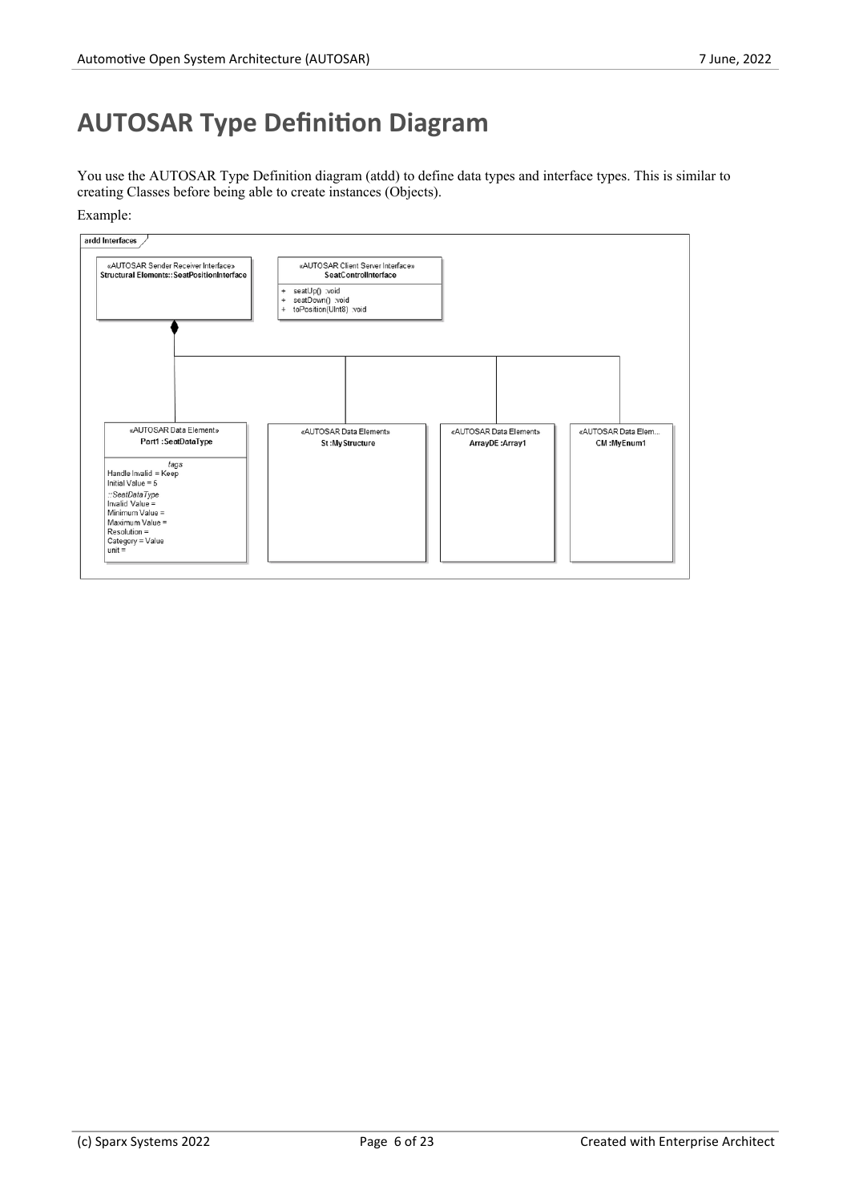# AUTOSAR Type Definition Diagram

You use the AUTOSAR Type Definition diagram (atdd) to define data types and interface types. This is similar to creating Classes before being able to create instances (Objects).

Example:

ardd Interfaces

«AUTOSAR Sender Receiver Interface»
**Structural Elements::SeatPositionInterface**

«AUTOSAR Client Server Interface»
**SeatControlInterface**

- + seatUp() :void
- + seatDown() :void
- + toPosition(UInt8) :void

«AUTOSAR Data Element»
**Part1 :SeatDataType**

*tags*
Handle Invalid = Keep
Initial Value = 5
*::SeatDataType*
Invalid Value =
Minimum Value =
Maximum Value =
Resolution =
Category = Value
unit =

«AUTOSAR Data Element»
**St :MyStructure**

«AUTOSAR Data Element»
**ArrayDE :Array1**

«AUTOSAR Data Elem...
**CM :MyEnum1**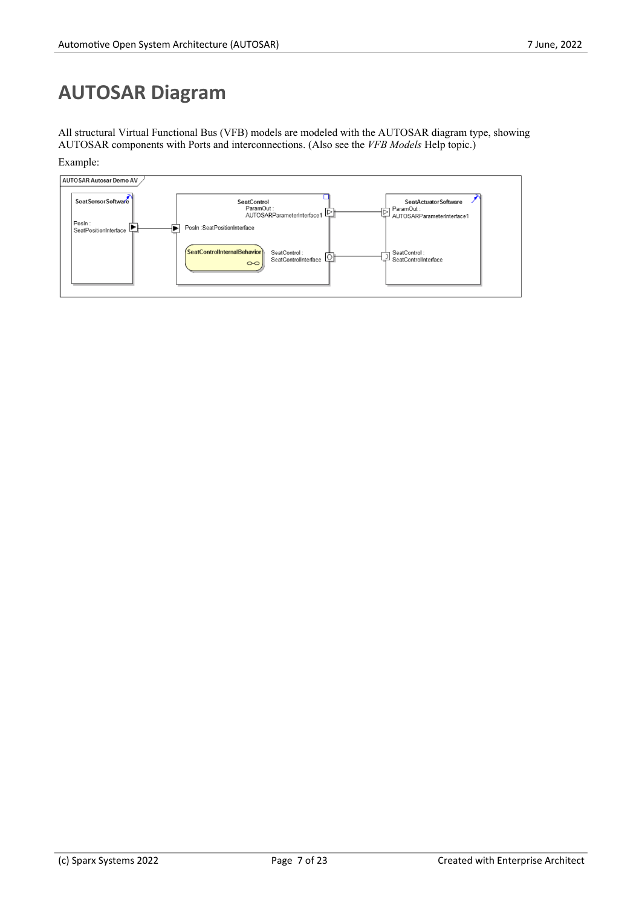# AUTOSAR Diagram

All structural Virtual Functional Bus (VFB) models are modeled with the AUTOSAR diagram type, showing AUTOSAR components with Ports and interconnections. (Also see the *VFB Models* Help topic.)

Example: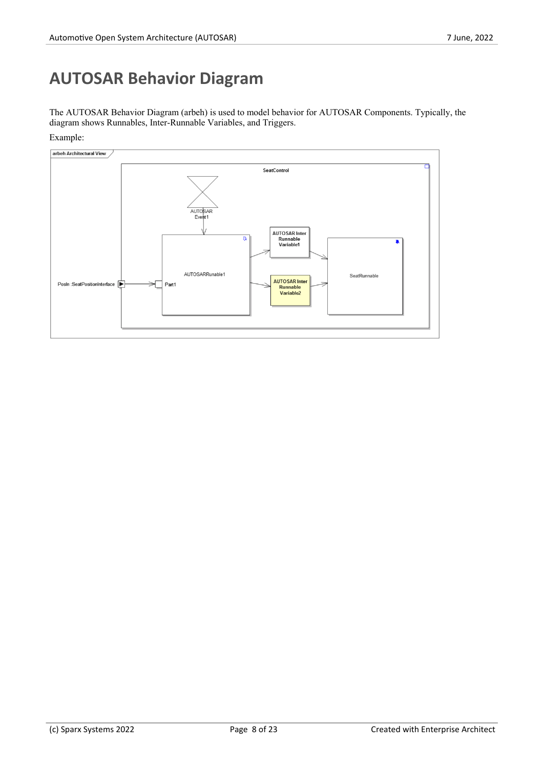# AUTOSAR Behavior Diagram

The AUTOSAR Behavior Diagram (arbeh) is used to model behavior for AUTOSAR Components. Typically, the diagram shows Runnables, Inter-Runnable Variables, and Triggers.

Example: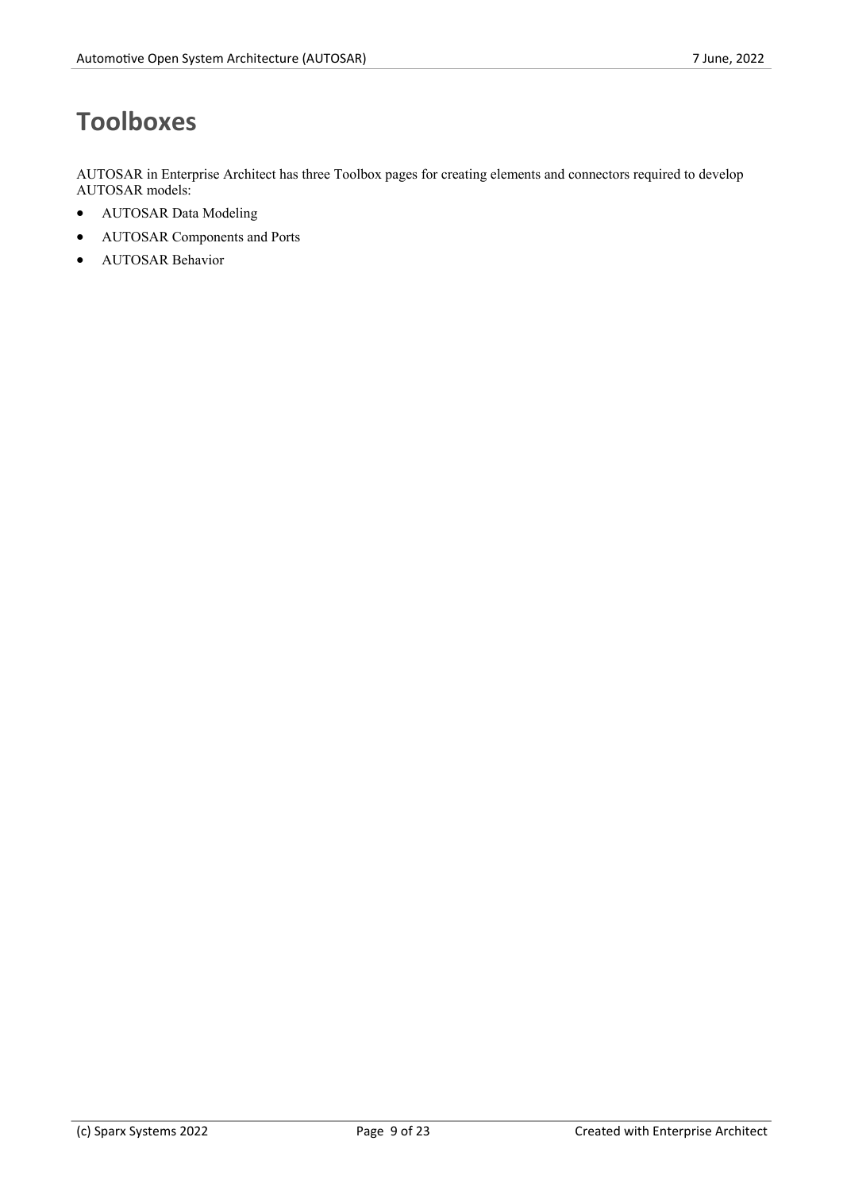# Toolboxes

AUTOSAR in Enterprise Architect has three Toolbox pages for creating elements and connectors required to develop AUTOSAR models:

- AUTOSAR Data Modeling
- AUTOSAR Components and Ports
- AUTOSAR Behavior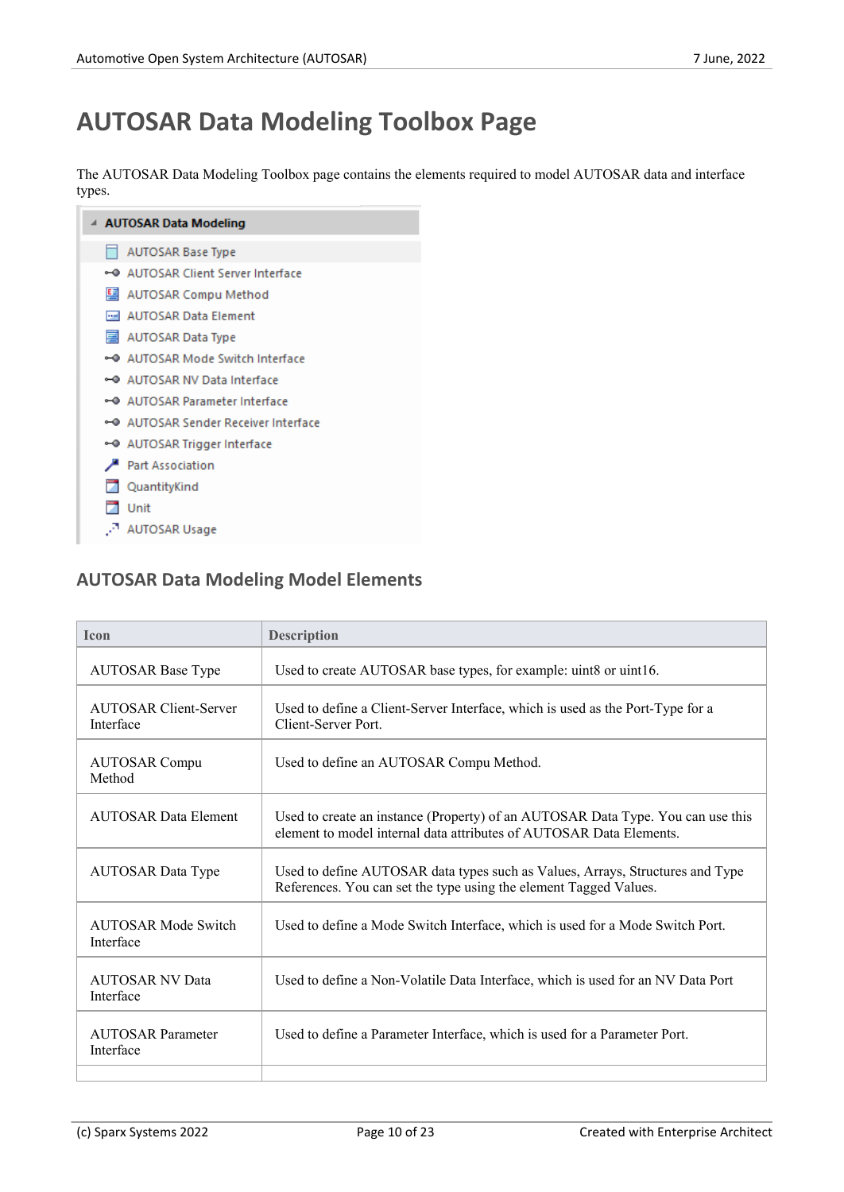# AUTOSAR Data Modeling Toolbox Page

The AUTOSAR Data Modeling Toolbox page contains the elements required to model AUTOSAR data and interface types.

**AUTOSAR Data Modeling**

- AUTOSAR Base Type
- AUTOSAR Client Server Interface
- AUTOSAR Compu Method
- AUTOSAR Data Element
- AUTOSAR Data Type
- AUTOSAR Mode Switch Interface
- AUTOSAR NV Data Interface
- AUTOSAR Parameter Interface
- AUTOSAR Sender Receiver Interface
- AUTOSAR Trigger Interface
- Part Association
- QuantityKind
- Unit
- AUTOSAR Usage

## AUTOSAR Data Modeling Model Elements

| Icon | Description |
|---|---|
| AUTOSAR Base Type | Used to create AUTOSAR base types, for example: uint8 or uint16. |
| AUTOSAR Client-Server Interface | Used to define a Client-Server Interface, which is used as the Port-Type for a Client-Server Port. |
| AUTOSAR Compu Method | Used to define an AUTOSAR Compu Method. |
| AUTOSAR Data Element | Used to create an instance (Property) of an AUTOSAR Data Type. You can use this element to model internal data attributes of AUTOSAR Data Elements. |
| AUTOSAR Data Type | Used to define AUTOSAR data types such as Values, Arrays, Structures and Type References. You can set the type using the element Tagged Values. |
| AUTOSAR Mode Switch Interface | Used to define a Mode Switch Interface, which is used for a Mode Switch Port. |
| AUTOSAR NV Data Interface | Used to define a Non-Volatile Data Interface, which is used for an NV Data Port |
| AUTOSAR Parameter Interface | Used to define a Parameter Interface, which is used for a Parameter Port. |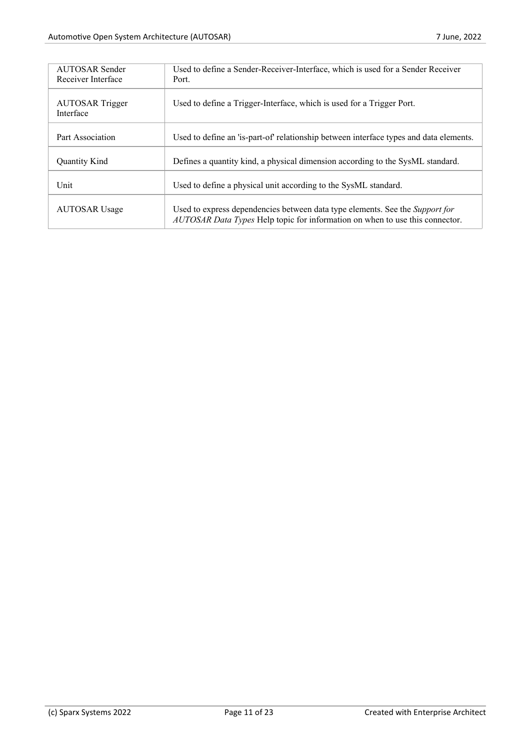| | |
|---|---|
| AUTOSAR Sender Receiver Interface | Used to define a Sender-Receiver-Interface, which is used for a Sender Receiver Port. |
| AUTOSAR Trigger Interface | Used to define a Trigger-Interface, which is used for a Trigger Port. |
| Part Association | Used to define an 'is-part-of' relationship between interface types and data elements. |
| Quantity Kind | Defines a quantity kind, a physical dimension according to the SysML standard. |
| Unit | Used to define a physical unit according to the SysML standard. |
| AUTOSAR Usage | Used to express dependencies between data type elements. See the *Support for AUTOSAR Data Types* Help topic for information on when to use this connector. |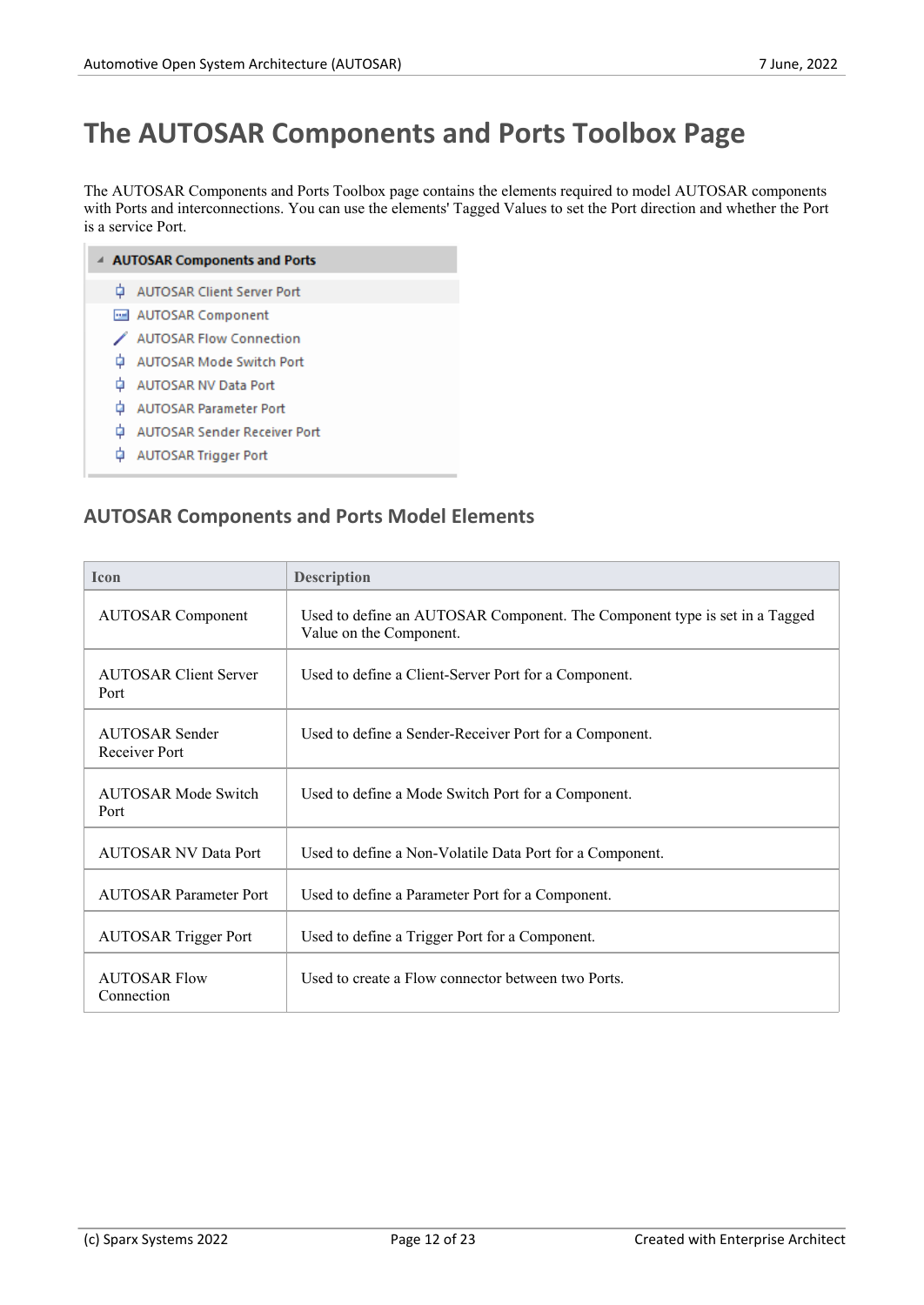# The AUTOSAR Components and Ports Toolbox Page

The AUTOSAR Components and Ports Toolbox page contains the elements required to model AUTOSAR components with Ports and interconnections. You can use the elements' Tagged Values to set the Port direction and whether the Port is a service Port.

**AUTOSAR Components and Ports**

- AUTOSAR Client Server Port
- AUTOSAR Component
- AUTOSAR Flow Connection
- AUTOSAR Mode Switch Port
- AUTOSAR NV Data Port
- AUTOSAR Parameter Port
- AUTOSAR Sender Receiver Port
- AUTOSAR Trigger Port

## AUTOSAR Components and Ports Model Elements

| Icon | Description |
|---|---|
| AUTOSAR Component | Used to define an AUTOSAR Component. The Component type is set in a Tagged Value on the Component. |
| AUTOSAR Client Server Port | Used to define a Client-Server Port for a Component. |
| AUTOSAR Sender Receiver Port | Used to define a Sender-Receiver Port for a Component. |
| AUTOSAR Mode Switch Port | Used to define a Mode Switch Port for a Component. |
| AUTOSAR NV Data Port | Used to define a Non-Volatile Data Port for a Component. |
| AUTOSAR Parameter Port | Used to define a Parameter Port for a Component. |
| AUTOSAR Trigger Port | Used to define a Trigger Port for a Component. |
| AUTOSAR Flow Connection | Used to create a Flow connector between two Ports. |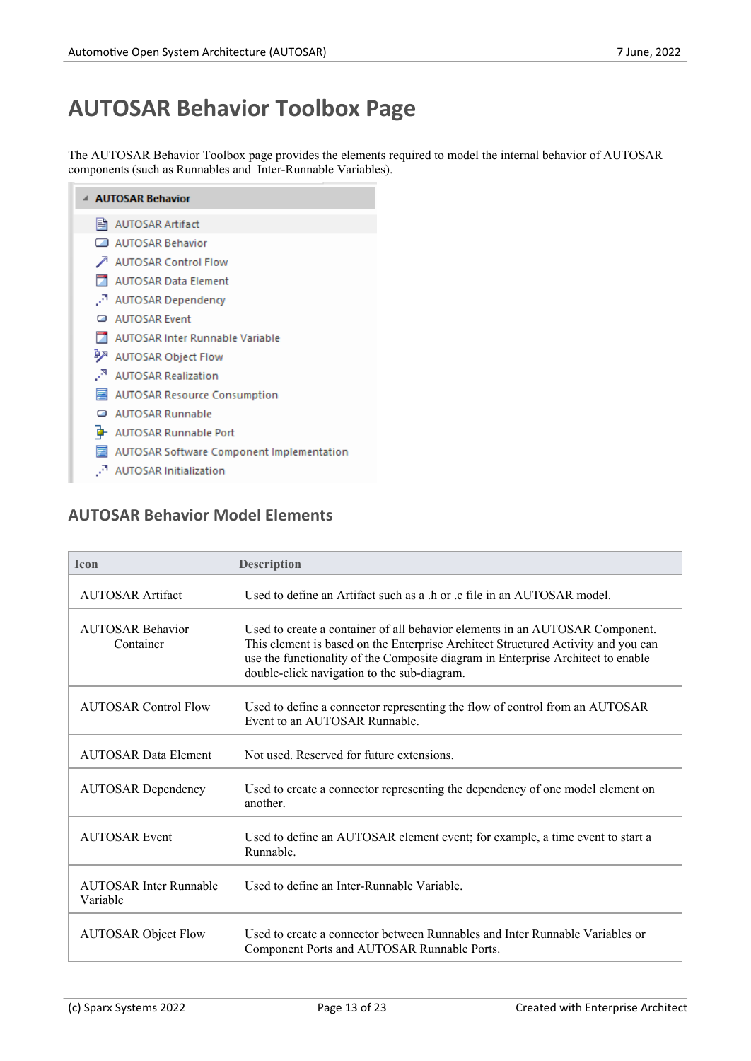# AUTOSAR Behavior Toolbox Page

The AUTOSAR Behavior Toolbox page provides the elements required to model the internal behavior of AUTOSAR components (such as Runnables and Inter-Runnable Variables).

**AUTOSAR Behavior**

- AUTOSAR Artifact
- AUTOSAR Behavior
- AUTOSAR Control Flow
- AUTOSAR Data Element
- AUTOSAR Dependency
- AUTOSAR Event
- AUTOSAR Inter Runnable Variable
- AUTOSAR Object Flow
- AUTOSAR Realization
- AUTOSAR Resource Consumption
- AUTOSAR Runnable
- AUTOSAR Runnable Port
- AUTOSAR Software Component Implementation
- AUTOSAR Initialization

## AUTOSAR Behavior Model Elements

| Icon | Description |
|---|---|
| AUTOSAR Artifact | Used to define an Artifact such as a .h or .c file in an AUTOSAR model. |
| AUTOSAR Behavior Container | Used to create a container of all behavior elements in an AUTOSAR Component. This element is based on the Enterprise Architect Structured Activity and you can use the functionality of the Composite diagram in Enterprise Architect to enable double-click navigation to the sub-diagram. |
| AUTOSAR Control Flow | Used to define a connector representing the flow of control from an AUTOSAR Event to an AUTOSAR Runnable. |
| AUTOSAR Data Element | Not used. Reserved for future extensions. |
| AUTOSAR Dependency | Used to create a connector representing the dependency of one model element on another. |
| AUTOSAR Event | Used to define an AUTOSAR element event; for example, a time event to start a Runnable. |
| AUTOSAR Inter Runnable Variable | Used to define an Inter-Runnable Variable. |
| AUTOSAR Object Flow | Used to create a connector between Runnables and Inter Runnable Variables or Component Ports and AUTOSAR Runnable Ports. |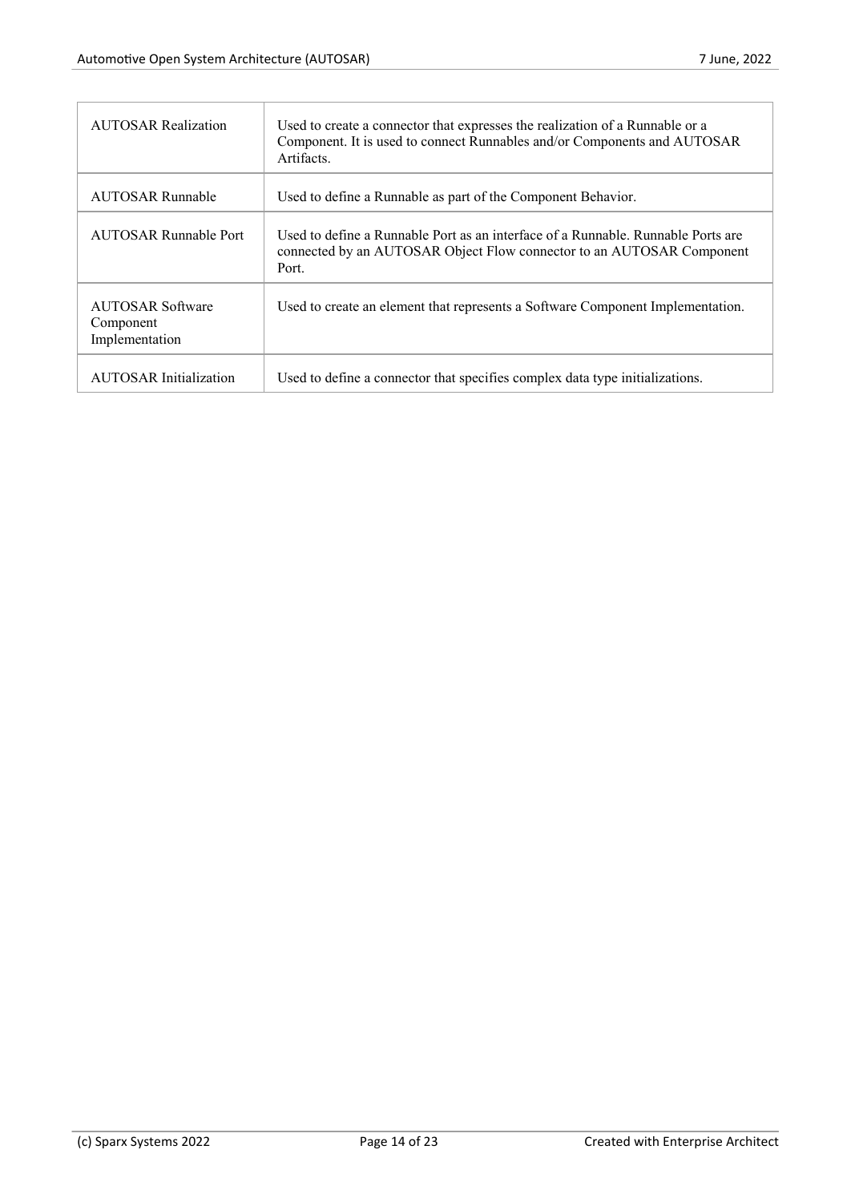| | |
|---|---|
| AUTOSAR Realization | Used to create a connector that expresses the realization of a Runnable or a Component. It is used to connect Runnables and/or Components and AUTOSAR Artifacts. |
| AUTOSAR Runnable | Used to define a Runnable as part of the Component Behavior. |
| AUTOSAR Runnable Port | Used to define a Runnable Port as an interface of a Runnable. Runnable Ports are connected by an AUTOSAR Object Flow connector to an AUTOSAR Component Port. |
| AUTOSAR Software Component Implementation | Used to create an element that represents a Software Component Implementation. |
| AUTOSAR Initialization | Used to define a connector that specifies complex data type initializations. |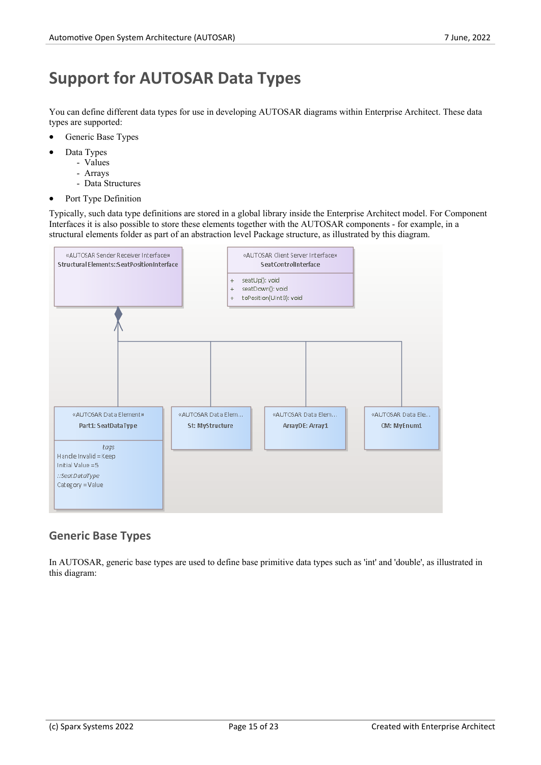# Support for AUTOSAR Data Types

You can define different data types for use in developing AUTOSAR diagrams within Enterprise Architect. These data types are supported:

- Generic Base Types
- Data Types
  - Values
  - Arrays
  - Data Structures
- Port Type Definition

Typically, such data type definitions are stored in a global library inside the Enterprise Architect model. For Component Interfaces it is also possible to store these elements together with the AUTOSAR components - for example, in a structural elements folder as part of an abstraction level Package structure, as illustrated by this diagram.

## Generic Base Types

In AUTOSAR, generic base types are used to define base primitive data types such as 'int' and 'double', as illustrated in this diagram: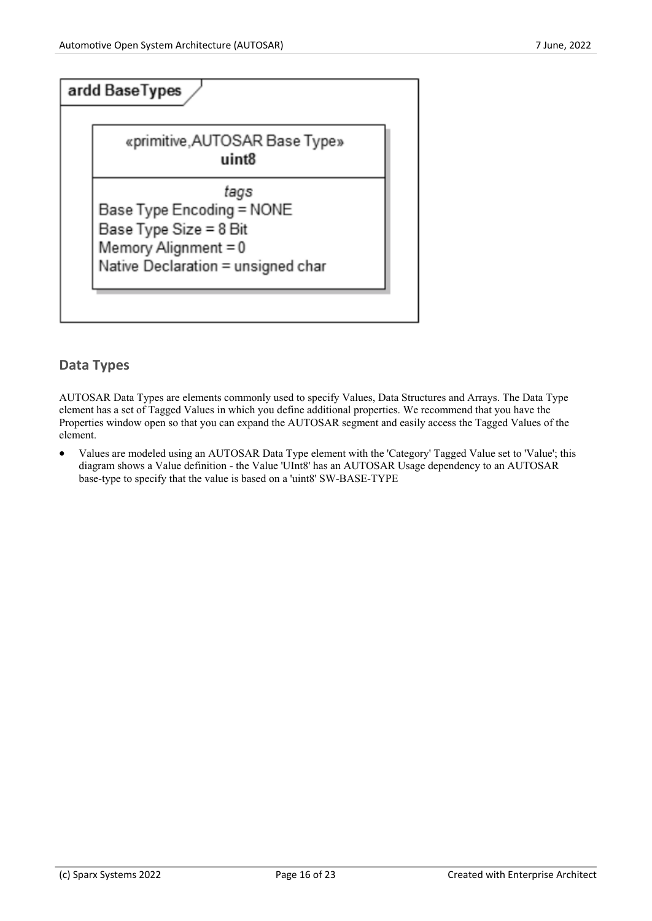ardd BaseTypes

«primitive,AUTOSAR Base Type»
**uint8**

*tags*
Base Type Encoding = NONE
Base Type Size = 8 Bit
Memory Alignment = 0
Native Declaration = unsigned char

## Data Types

AUTOSAR Data Types are elements commonly used to specify Values, Data Structures and Arrays. The Data Type element has a set of Tagged Values in which you define additional properties. We recommend that you have the Properties window open so that you can expand the AUTOSAR segment and easily access the Tagged Values of the element.

- Values are modeled using an AUTOSAR Data Type element with the 'Category' Tagged Value set to 'Value'; this diagram shows a Value definition - the Value 'UInt8' has an AUTOSAR Usage dependency to an AUTOSAR base-type to specify that the value is based on a 'uint8' SW-BASE-TYPE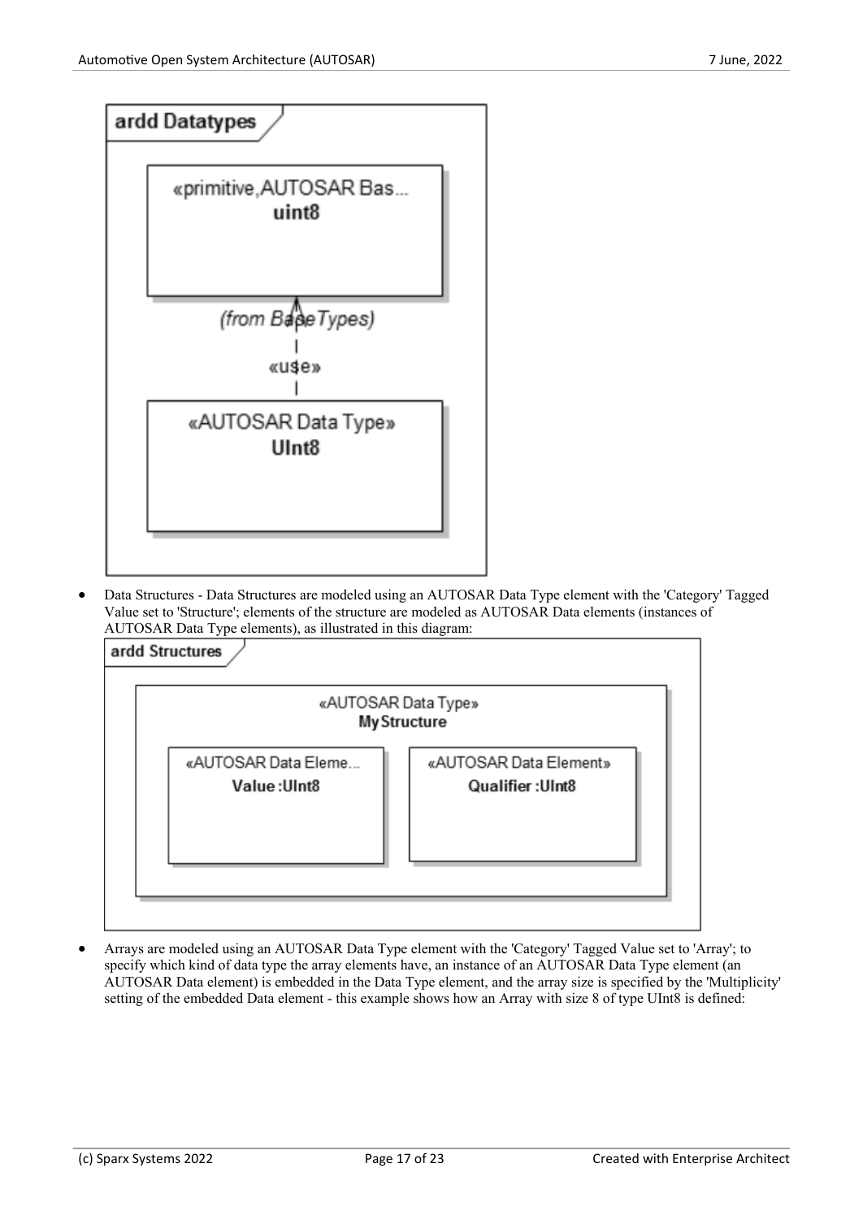ardd Datatypes

«primitive,AUTOSAR Bas...
**uint8**

(from BaseTypes)

«use»

«AUTOSAR Data Type»
**UInt8**

- Data Structures - Data Structures are modeled using an AUTOSAR Data Type element with the 'Category' Tagged Value set to 'Structure'; elements of the structure are modeled as AUTOSAR Data elements (instances of AUTOSAR Data Type elements), as illustrated in this diagram:

ardd Structures

«AUTOSAR Data Type»
**MyStructure**

«AUTOSAR Data Eleme...
**Value :UInt8**

«AUTOSAR Data Element»
**Qualifier :UInt8**

- Arrays are modeled using an AUTOSAR Data Type element with the 'Category' Tagged Value set to 'Array'; to specify which kind of data type the array elements have, an instance of an AUTOSAR Data Type element (an AUTOSAR Data element) is embedded in the Data Type element, and the array size is specified by the 'Multiplicity' setting of the embedded Data element - this example shows how an Array with size 8 of type UInt8 is defined: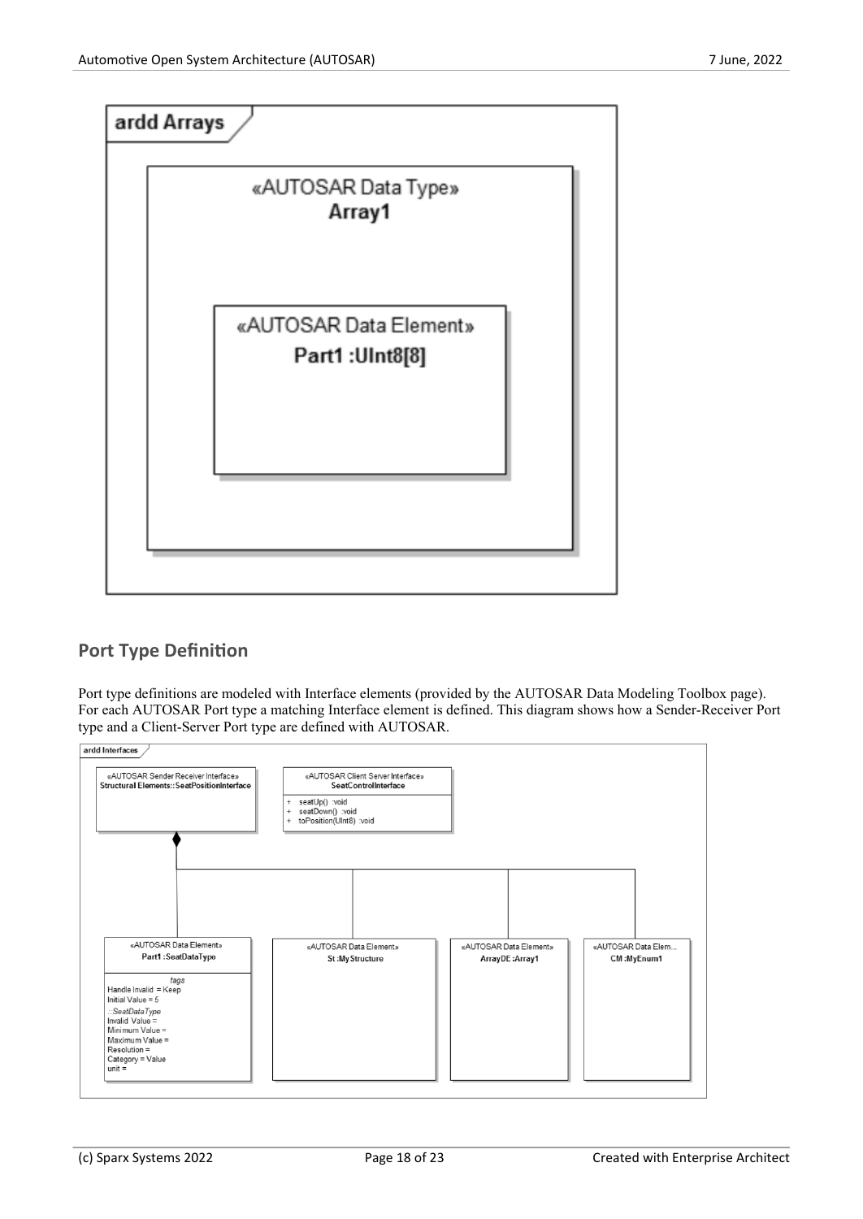ardd Arrays

«AUTOSAR Data Type»
**Array1**

«AUTOSAR Data Element»
**Part1 :UInt8[8]**

## Port Type Definition

Port type definitions are modeled with Interface elements (provided by the AUTOSAR Data Modeling Toolbox page). For each AUTOSAR Port type a matching Interface element is defined. This diagram shows how a Sender-Receiver Port type and a Client-Server Port type are defined with AUTOSAR.

ardd Interfaces

«AUTOSAR Sender Receiver Interface»
**Structural Elements::SeatPositionInterface**

«AUTOSAR Client Server Interface»
**SeatControlInterface**

- \+ seatUp() :void
- \+ seatDown() :void
- \+ toPosition(UInt8) :void

«AUTOSAR Data Element»
**Part1 :SeatDataType**

*tags*
Handle Invalid = Keep
Initial Value = 5
*::SeatDataType*
Invalid Value =
Minimum Value =
Maximum Value =
Resolution =
Category = Value
unit =

«AUTOSAR Data Element»
**St :MyStructure**

«AUTOSAR Data Element»
**ArrayDE :Array1**

«AUTOSAR Data Elem...
**CM :MyEnum1**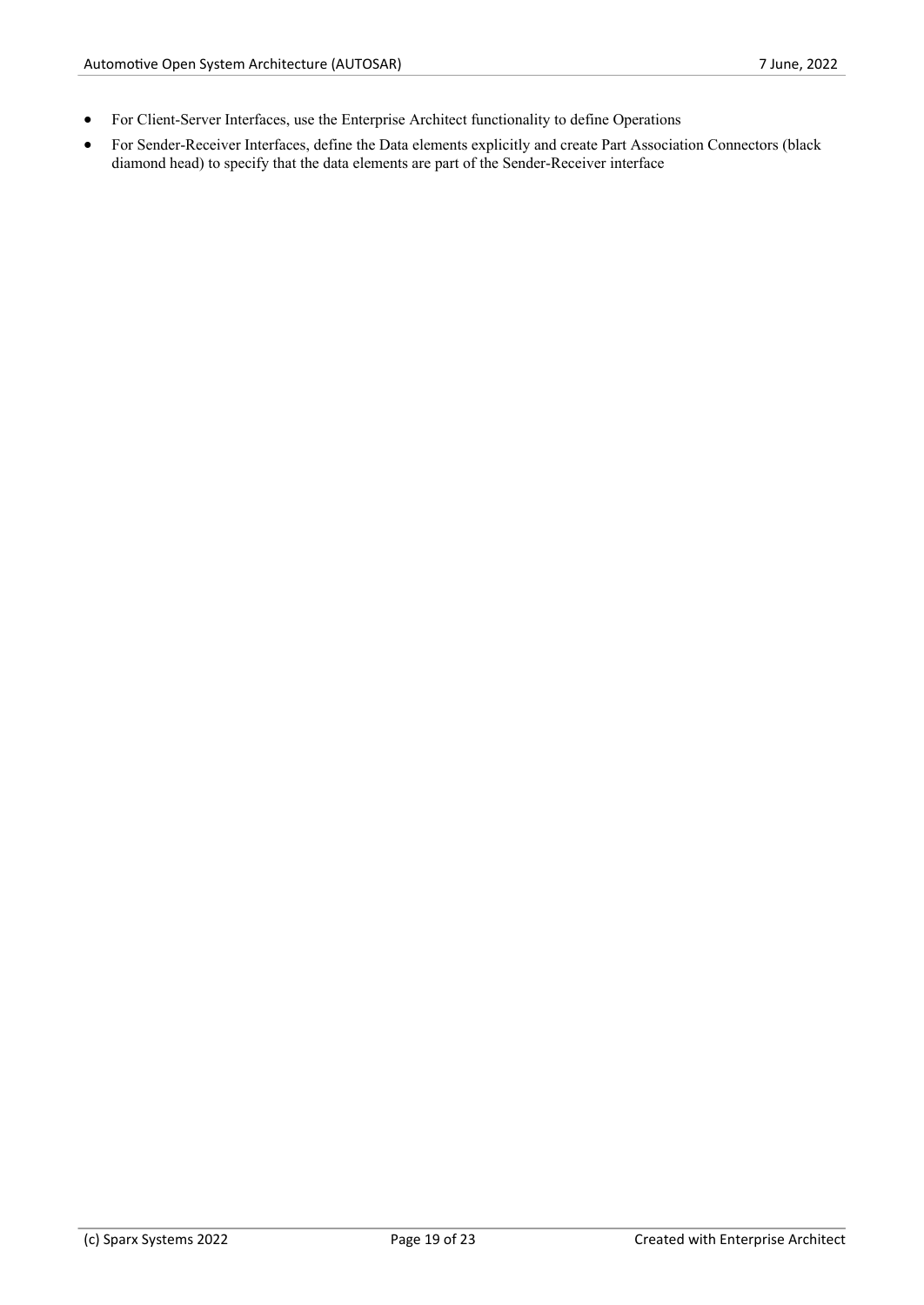- For Client-Server Interfaces, use the Enterprise Architect functionality to define Operations
- For Sender-Receiver Interfaces, define the Data elements explicitly and create Part Association Connectors (black diamond head) to specify that the data elements are part of the Sender-Receiver interface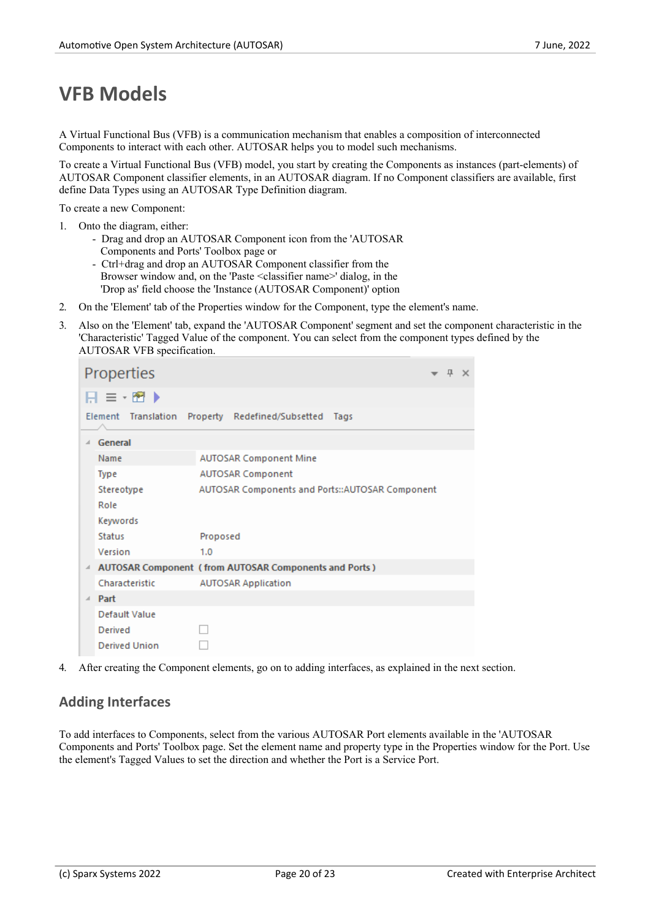# VFB Models

A Virtual Functional Bus (VFB) is a communication mechanism that enables a composition of interconnected Components to interact with each other. AUTOSAR helps you to model such mechanisms.

To create a Virtual Functional Bus (VFB) model, you start by creating the Components as instances (part-elements) of AUTOSAR Component classifier elements, in an AUTOSAR diagram. If no Component classifiers are available, first define Data Types using an AUTOSAR Type Definition diagram.

To create a new Component:

1. Onto the diagram, either:
   - Drag and drop an AUTOSAR Component icon from the 'AUTOSAR Components and Ports' Toolbox page or
   - Ctrl+drag and drop an AUTOSAR Component classifier from the Browser window and, on the 'Paste <classifier name>' dialog, in the 'Drop as' field choose the 'Instance (AUTOSAR Component)' option
2. On the 'Element' tab of the Properties window for the Component, type the element's name.
3. Also on the 'Element' tab, expand the 'AUTOSAR Component' segment and set the component characteristic in the 'Characteristic' Tagged Value of the component. You can select from the component types defined by the AUTOSAR VFB specification.

   Properties

   Element | Translation | Property | Redefined/Subsetted | Tags

   | General | |
   |---|---|
   | Name | AUTOSAR Component Mine |
   | Type | AUTOSAR Component |
   | Stereotype | AUTOSAR Components and Ports::AUTOSAR Component |
   | Role | |
   | Keywords | |
   | Status | Proposed |
   | Version | 1.0 |
   | **AUTOSAR Component ( from AUTOSAR Components and Ports )** | |
   | Characteristic | AUTOSAR Application |
   | **Part** | |
   | Default Value | |
   | Derived | ☐ |
   | Derived Union | ☐ |

4. After creating the Component elements, go on to adding interfaces, as explained in the next section.

## Adding Interfaces

To add interfaces to Components, select from the various AUTOSAR Port elements available in the 'AUTOSAR Components and Ports' Toolbox page. Set the element name and property type in the Properties window for the Port. Use the element's Tagged Values to set the direction and whether the Port is a Service Port.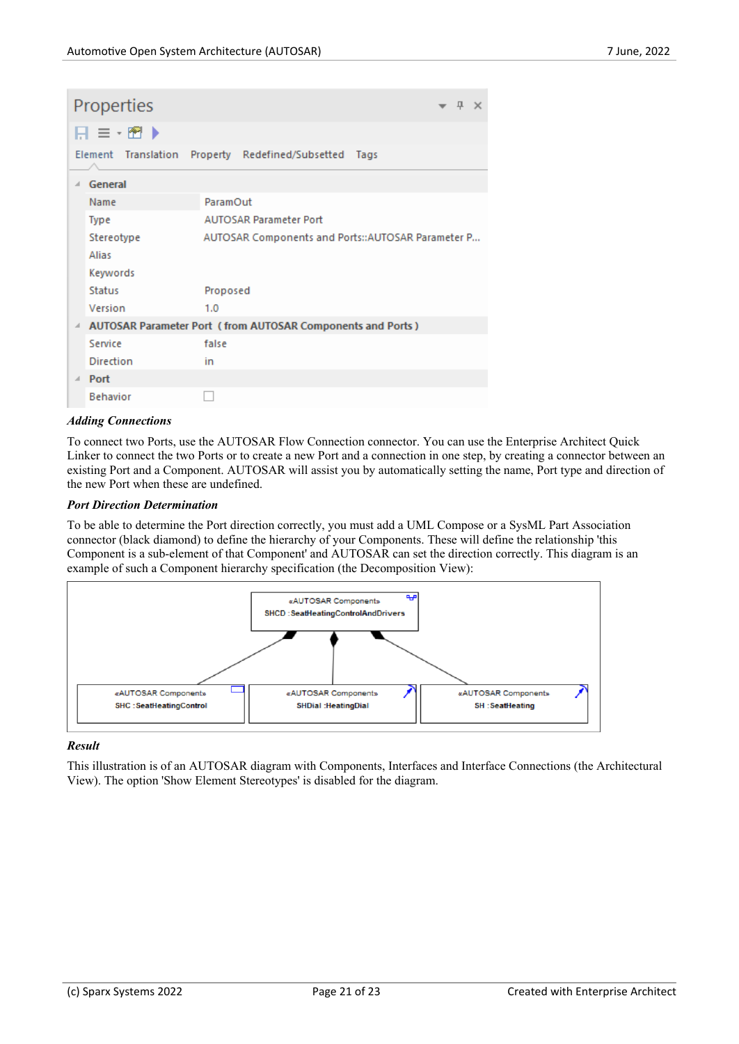| Properties | |
|---|---|
| Element / Translation / Property / Redefined/Subsetted / Tags | |
| **General** | |
| Name | ParamOut |
| Type | AUTOSAR Parameter Port |
| Stereotype | AUTOSAR Components and Ports::AUTOSAR Parameter P... |
| Alias | |
| Keywords | |
| Status | Proposed |
| Version | 1.0 |
| **AUTOSAR Parameter Port ( from AUTOSAR Components and Ports )** | |
| Service | false |
| Direction | in |
| **Port** | |
| Behavior | ☐ |

***Adding Connections***

To connect two Ports, use the AUTOSAR Flow Connection connector. You can use the Enterprise Architect Quick Linker to connect the two Ports or to create a new Port and a connection in one step, by creating a connector between an existing Port and a Component. AUTOSAR will assist you by automatically setting the name, Port type and direction of the new Port when these are undefined.

***Port Direction Determination***

To be able to determine the Port direction correctly, you must add a UML Compose or a SysML Part Association connector (black diamond) to define the hierarchy of your Components. These will define the relationship 'this Component is a sub-element of that Component' and AUTOSAR can set the direction correctly. This diagram is an example of such a Component hierarchy specification (the Decomposition View):

«AUTOSAR Component»
SHCD : SeatHeatingControlAndDrivers

«AUTOSAR Component»
SHC : SeatHeatingControl

«AUTOSAR Component»
SHDial : HeatingDial

«AUTOSAR Component»
SH : SeatHeating

***Result***

This illustration is of an AUTOSAR diagram with Components, Interfaces and Interface Connections (the Architectural View). The option 'Show Element Stereotypes' is disabled for the diagram.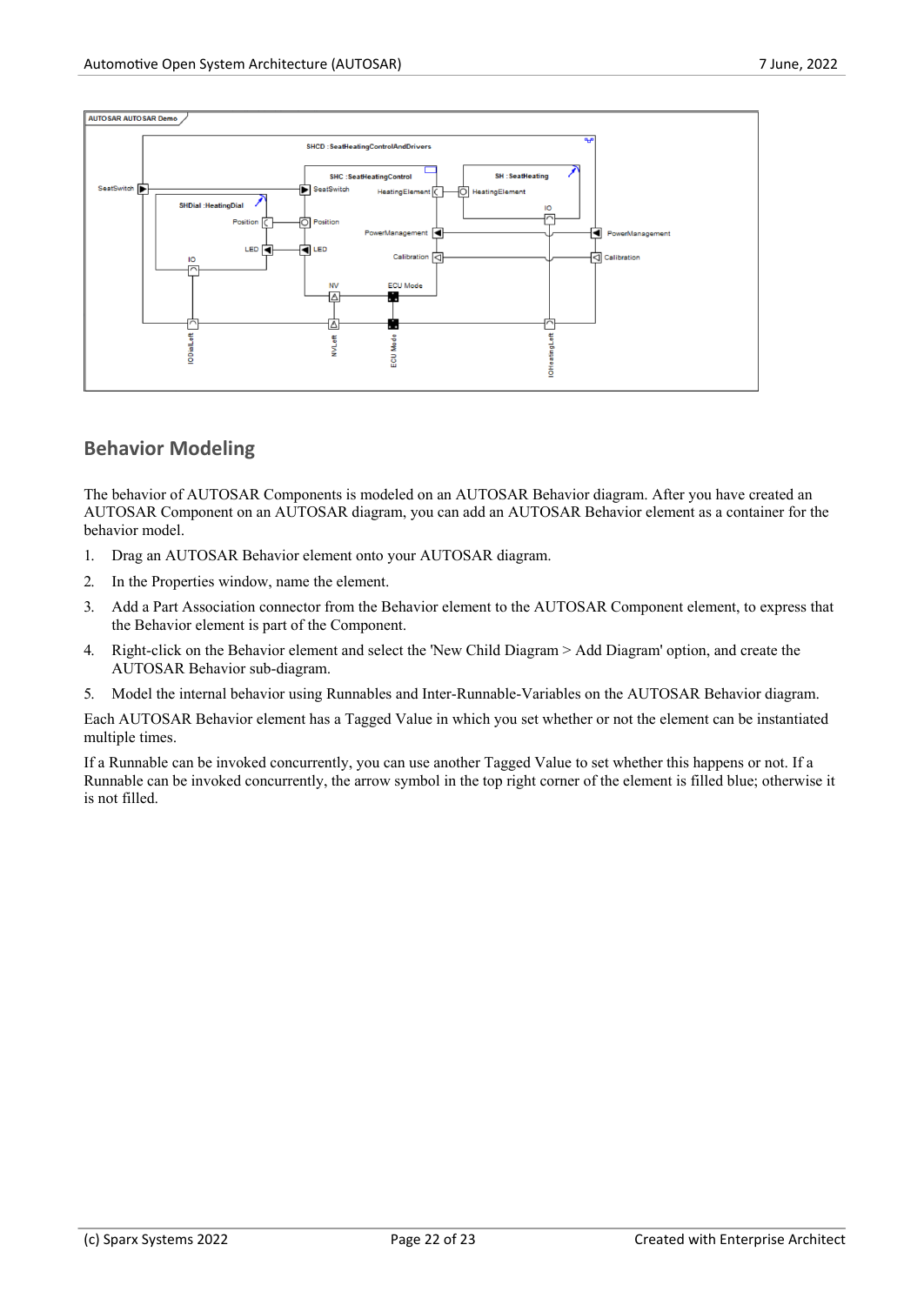## Behavior Modeling

The behavior of AUTOSAR Components is modeled on an AUTOSAR Behavior diagram. After you have created an AUTOSAR Component on an AUTOSAR diagram, you can add an AUTOSAR Behavior element as a container for the behavior model.

1. Drag an AUTOSAR Behavior element onto your AUTOSAR diagram.
2. In the Properties window, name the element.
3. Add a Part Association connector from the Behavior element to the AUTOSAR Component element, to express that the Behavior element is part of the Component.
4. Right-click on the Behavior element and select the 'New Child Diagram > Add Diagram' option, and create the AUTOSAR Behavior sub-diagram.
5. Model the internal behavior using Runnables and Inter-Runnable-Variables on the AUTOSAR Behavior diagram.

Each AUTOSAR Behavior element has a Tagged Value in which you set whether or not the element can be instantiated multiple times.

If a Runnable can be invoked concurrently, you can use another Tagged Value to set whether this happens or not. If a Runnable can be invoked concurrently, the arrow symbol in the top right corner of the element is filled blue; otherwise it is not filled.